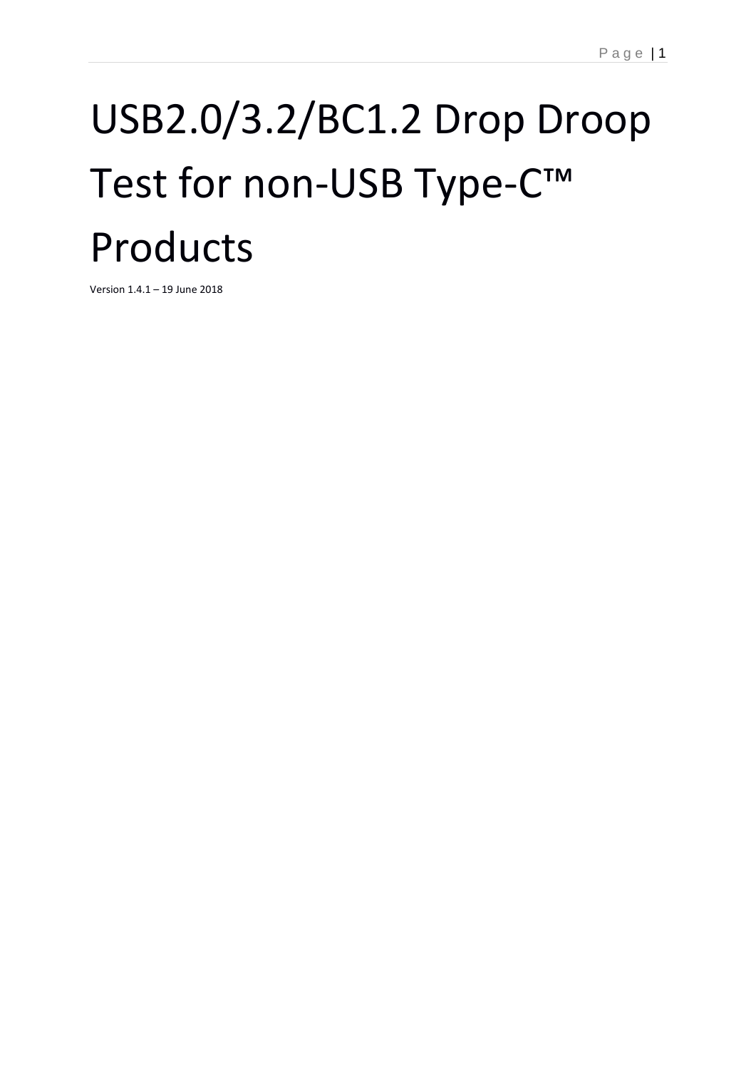# USB2.0/3.2/BC1.2 Drop Droop Test for non-USB Type-C™ Products

Version 1.4.1 – 19 June 2018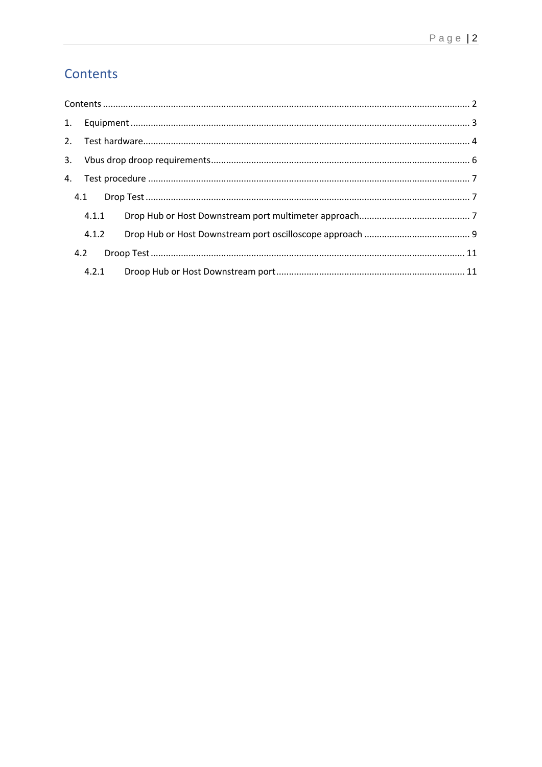# Contents

Contents ........................................................................................................................................ 2

1. Equipment ................................................................................................................................ 3

2. Test hardware ............................................................................................................................ 4

3. Vbus drop droop requirements ................................................................................................. 6

4. Test procedure .......................................................................................................................... 7

   4.1 Drop Test ............................................................................................................................. 7

      4.1.1 Drop Hub or Host Downstream port multimeter approach ............................................ 7

      4.1.2 Drop Hub or Host Downstream port oscilloscope approach .......................................... 9

   4.2 Droop Test .......................................................................................................................... 11

      4.2.1 Droop Hub or Host Downstream port ........................................................................... 11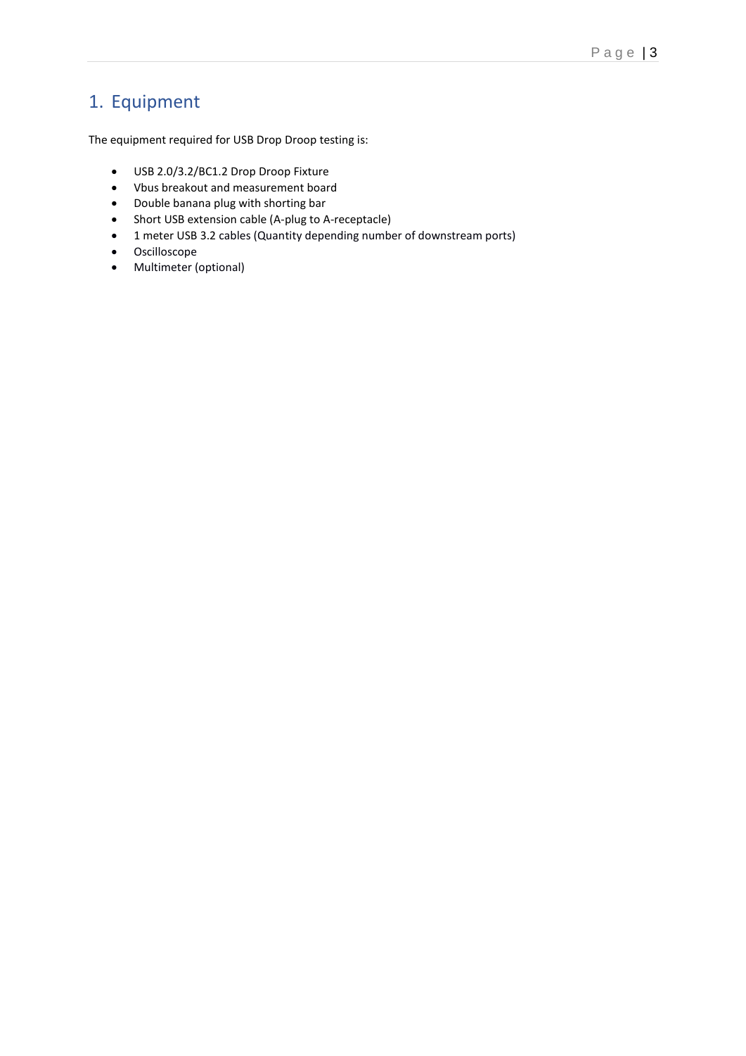# 1. Equipment

The equipment required for USB Drop Droop testing is:

- USB 2.0/3.2/BC1.2 Drop Droop Fixture
- Vbus breakout and measurement board
- Double banana plug with shorting bar
- Short USB extension cable (A-plug to A-receptacle)
- 1 meter USB 3.2 cables (Quantity depending number of downstream ports)
- Oscilloscope
- Multimeter (optional)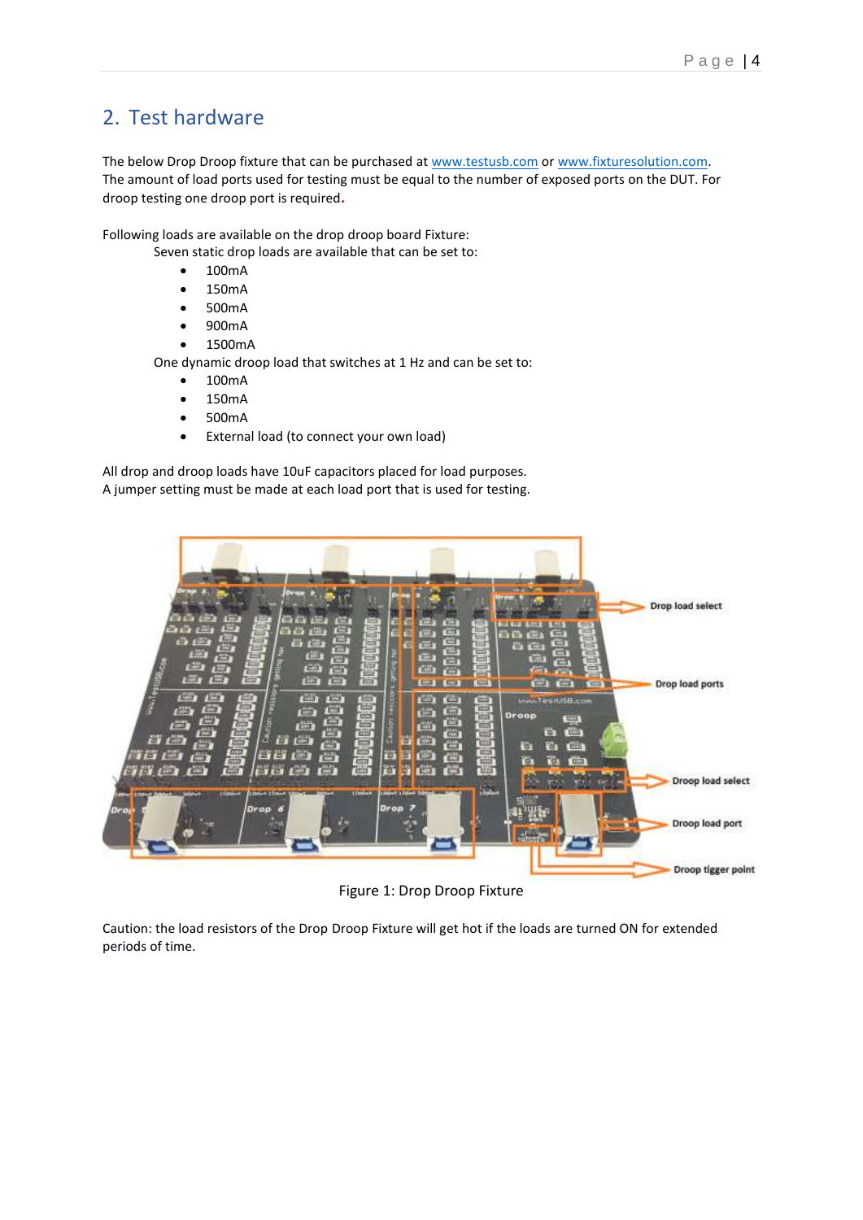## 2. Test hardware

The below Drop Droop fixture that can be purchased at www.testusb.com or www.fixturesolution.com. The amount of load ports used for testing must be equal to the number of exposed ports on the DUT. For droop testing one droop port is required.

Following loads are available on the drop droop board Fixture:

Seven static drop loads are available that can be set to:

- 100mA
- 150mA
- 500mA
- 900mA
- 1500mA

One dynamic droop load that switches at 1 Hz and can be set to:

- 100mA
- 150mA
- 500mA
- External load (to connect your own load)

All drop and droop loads have 10uF capacitors placed for load purposes.
A jumper setting must be made at each load port that is used for testing.

Figure 1: Drop Droop Fixture

Caution: the load resistors of the Drop Droop Fixture will get hot if the loads are turned ON for extended periods of time.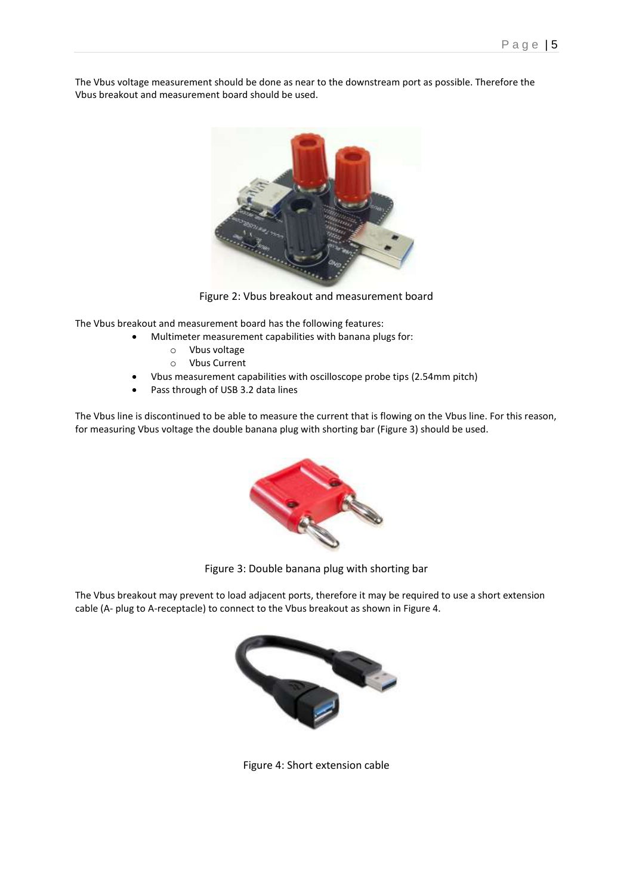The Vbus voltage measurement should be done as near to the downstream port as possible. Therefore the Vbus breakout and measurement board should be used.

Figure 2: Vbus breakout and measurement board

The Vbus breakout and measurement board has the following features:

- Multimeter measurement capabilities with banana plugs for:
    - Vbus voltage
    - Vbus Current
- Vbus measurement capabilities with oscilloscope probe tips (2.54mm pitch)
- Pass through of USB 3.2 data lines

The Vbus line is discontinued to be able to measure the current that is flowing on the Vbus line. For this reason, for measuring Vbus voltage the double banana plug with shorting bar (Figure 3) should be used.

Figure 3: Double banana plug with shorting bar

The Vbus breakout may prevent to load adjacent ports, therefore it may be required to use a short extension cable (A- plug to A-receptacle) to connect to the Vbus breakout as shown in Figure 4.

Figure 4: Short extension cable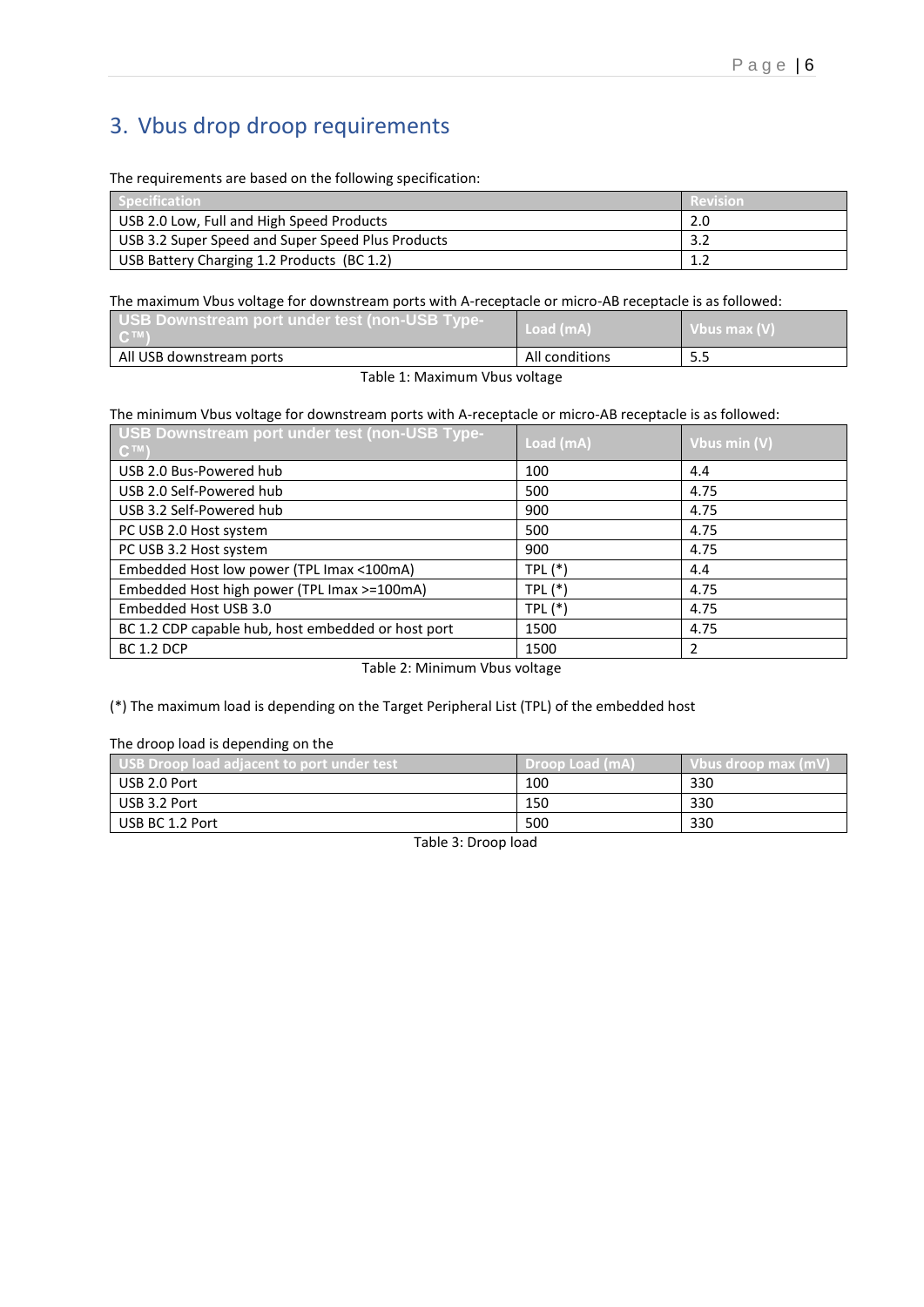# 3. Vbus drop droop requirements

The requirements are based on the following specification:

| Specification | Revision |
|---|---|
| USB 2.0 Low, Full and High Speed Products | 2.0 |
| USB 3.2 Super Speed and Super Speed Plus Products | 3.2 |
| USB Battery Charging 1.2 Products (BC 1.2) | 1.2 |

The maximum Vbus voltage for downstream ports with A-receptacle or micro-AB receptacle is as followed:

| USB Downstream port under test (non-USB Type-C™) | Load (mA) | Vbus max (V) |
|---|---|---|
| All USB downstream ports | All conditions | 5.5 |

Table 1: Maximum Vbus voltage

The minimum Vbus voltage for downstream ports with A-receptacle or micro-AB receptacle is as followed:

| USB Downstream port under test (non-USB Type-C™) | Load (mA) | Vbus min (V) |
|---|---|---|
| USB 2.0 Bus-Powered hub | 100 | 4.4 |
| USB 2.0 Self-Powered hub | 500 | 4.75 |
| USB 3.2 Self-Powered hub | 900 | 4.75 |
| PC USB 2.0 Host system | 500 | 4.75 |
| PC USB 3.2 Host system | 900 | 4.75 |
| Embedded Host low power (TPL Imax <100mA) | TPL (*) | 4.4 |
| Embedded Host high power (TPL Imax >=100mA) | TPL (*) | 4.75 |
| Embedded Host USB 3.0 | TPL (*) | 4.75 |
| BC 1.2 CDP capable hub, host embedded or host port | 1500 | 4.75 |
| BC 1.2 DCP | 1500 | 2 |

Table 2: Minimum Vbus voltage

(*) The maximum load is depending on the Target Peripheral List (TPL) of the embedded host

The droop load is depending on the

| USB Droop load adjacent to port under test | Droop Load (mA) | Vbus droop max (mV) |
|---|---|---|
| USB 2.0 Port | 100 | 330 |
| USB 3.2 Port | 150 | 330 |
| USB BC 1.2 Port | 500 | 330 |

Table 3: Droop load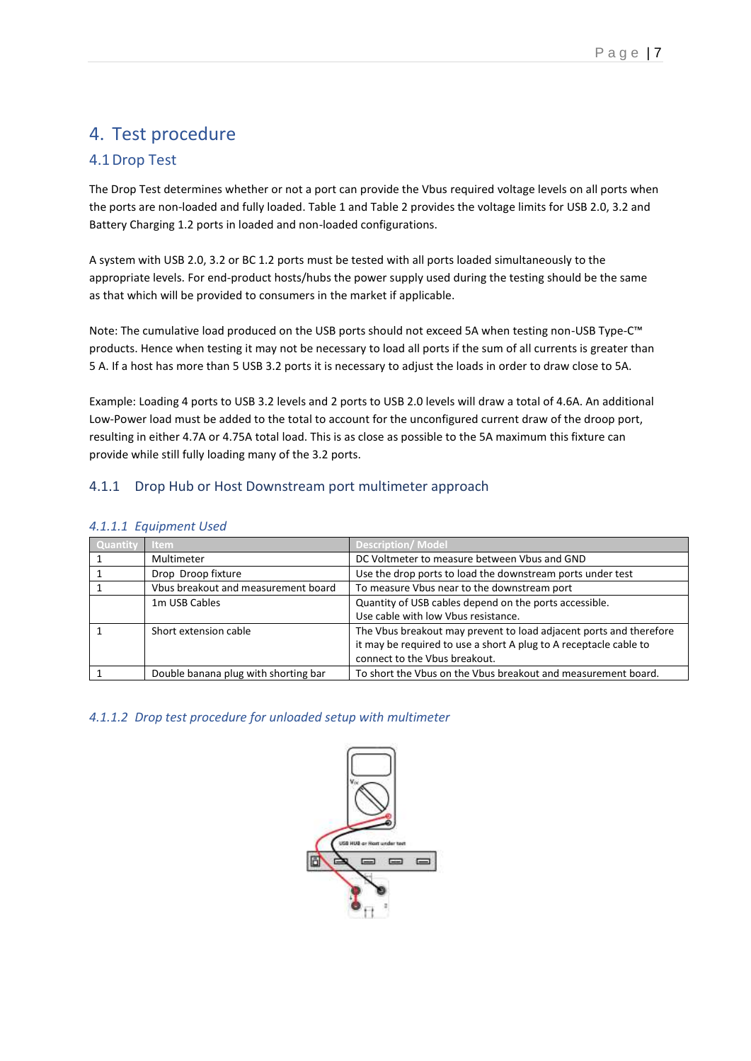# 4. Test procedure

## 4.1 Drop Test

The Drop Test determines whether or not a port can provide the Vbus required voltage levels on all ports when the ports are non-loaded and fully loaded. Table 1 and Table 2 provides the voltage limits for USB 2.0, 3.2 and Battery Charging 1.2 ports in loaded and non-loaded configurations.

A system with USB 2.0, 3.2 or BC 1.2 ports must be tested with all ports loaded simultaneously to the appropriate levels. For end-product hosts/hubs the power supply used during the testing should be the same as that which will be provided to consumers in the market if applicable.

Note: The cumulative load produced on the USB ports should not exceed 5A when testing non-USB Type-C™ products. Hence when testing it may not be necessary to load all ports if the sum of all currents is greater than 5 A. If a host has more than 5 USB 3.2 ports it is necessary to adjust the loads in order to draw close to 5A.

Example: Loading 4 ports to USB 3.2 levels and 2 ports to USB 2.0 levels will draw a total of 4.6A. An additional Low-Power load must be added to the total to account for the unconfigured current draw of the droop port, resulting in either 4.7A or 4.75A total load. This is as close as possible to the 5A maximum this fixture can provide while still fully loading many of the 3.2 ports.

### 4.1.1 Drop Hub or Host Downstream port multimeter approach

#### *4.1.1.1 Equipment Used*

| Quantity | Item | Description/ Model |
|---|---|---|
| 1 | Multimeter | DC Voltmeter to measure between Vbus and GND |
| 1 | Drop Droop fixture | Use the drop ports to load the downstream ports under test |
| 1 | Vbus breakout and measurement board | To measure Vbus near to the downstream port |
| | 1m USB Cables | Quantity of USB cables depend on the ports accessible. Use cable with low Vbus resistance. |
| 1 | Short extension cable | The Vbus breakout may prevent to load adjacent ports and therefore it may be required to use a short A plug to A receptacle cable to connect to the Vbus breakout. |
| 1 | Double banana plug with shorting bar | To short the Vbus on the Vbus breakout and measurement board. |

#### *4.1.1.2 Drop test procedure for unloaded setup with multimeter*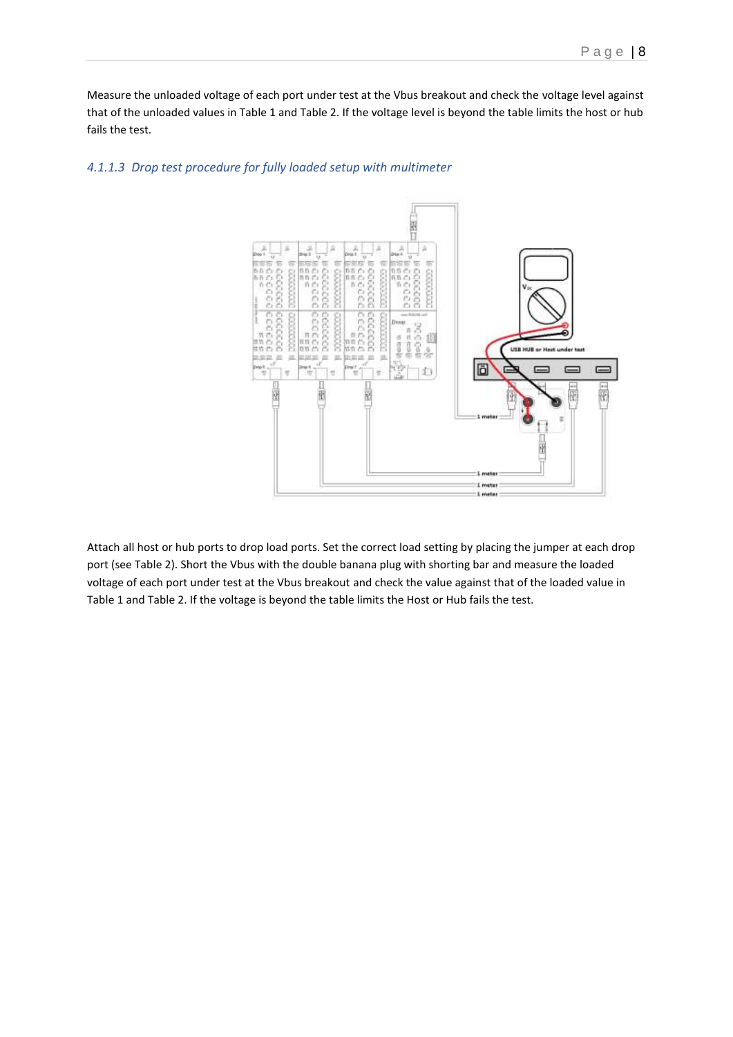Measure the unloaded voltage of each port under test at the Vbus breakout and check the voltage level against that of the unloaded values in Table 1 and Table 2. If the voltage level is beyond the table limits the host or hub fails the test.

### *4.1.1.3 Drop test procedure for fully loaded setup with multimeter*

Attach all host or hub ports to drop load ports. Set the correct load setting by placing the jumper at each drop port (see Table 2). Short the Vbus with the double banana plug with shorting bar and measure the loaded voltage of each port under test at the Vbus breakout and check the value against that of the loaded value in Table 1 and Table 2. If the voltage is beyond the table limits the Host or Hub fails the test.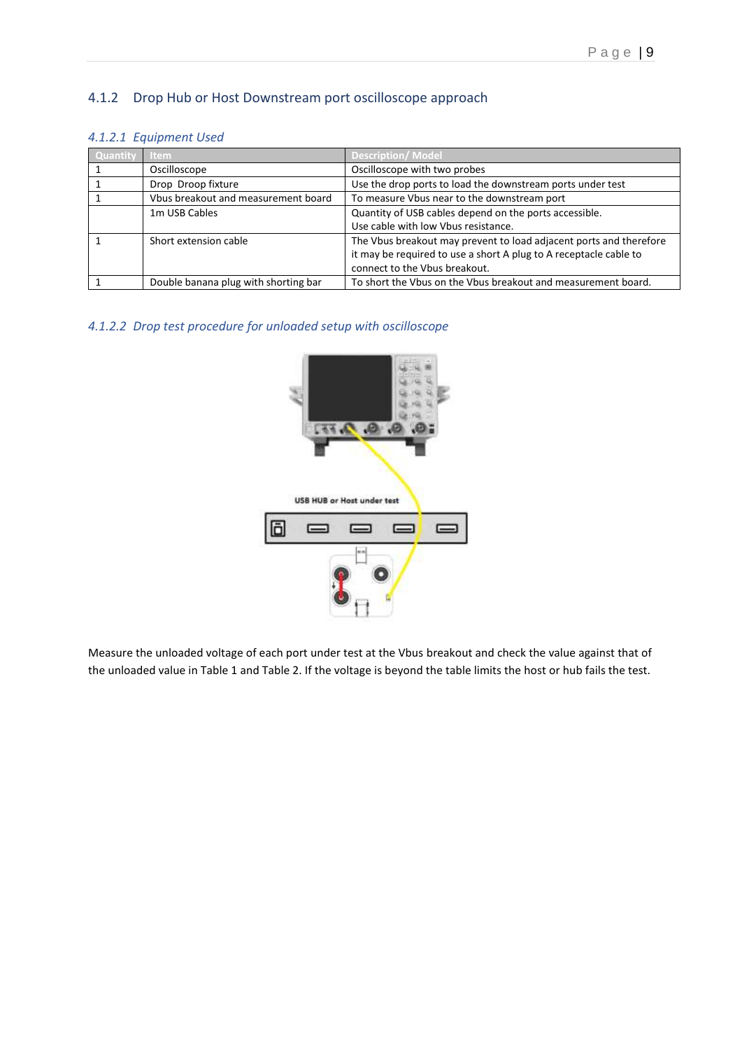### 4.1.2 Drop Hub or Host Downstream port oscilloscope approach

#### 4.1.2.1 Equipment Used

| Quantity | Item | Description/ Model |
|---|---|---|
| 1 | Oscilloscope | Oscilloscope with two probes |
| 1 | Drop Droop fixture | Use the drop ports to load the downstream ports under test |
| 1 | Vbus breakout and measurement board | To measure Vbus near to the downstream port |
| | 1m USB Cables | Quantity of USB cables depend on the ports accessible.<br>Use cable with low Vbus resistance. |
| 1 | Short extension cable | The Vbus breakout may prevent to load adjacent ports and therefore it may be required to use a short A plug to A receptacle cable to connect to the Vbus breakout. |
| 1 | Double banana plug with shorting bar | To short the Vbus on the Vbus breakout and measurement board. |

#### 4.1.2.2 Drop test procedure for unloaded setup with oscilloscope

Measure the unloaded voltage of each port under test at the Vbus breakout and check the value against that of the unloaded value in Table 1 and Table 2. If the voltage is beyond the table limits the host or hub fails the test.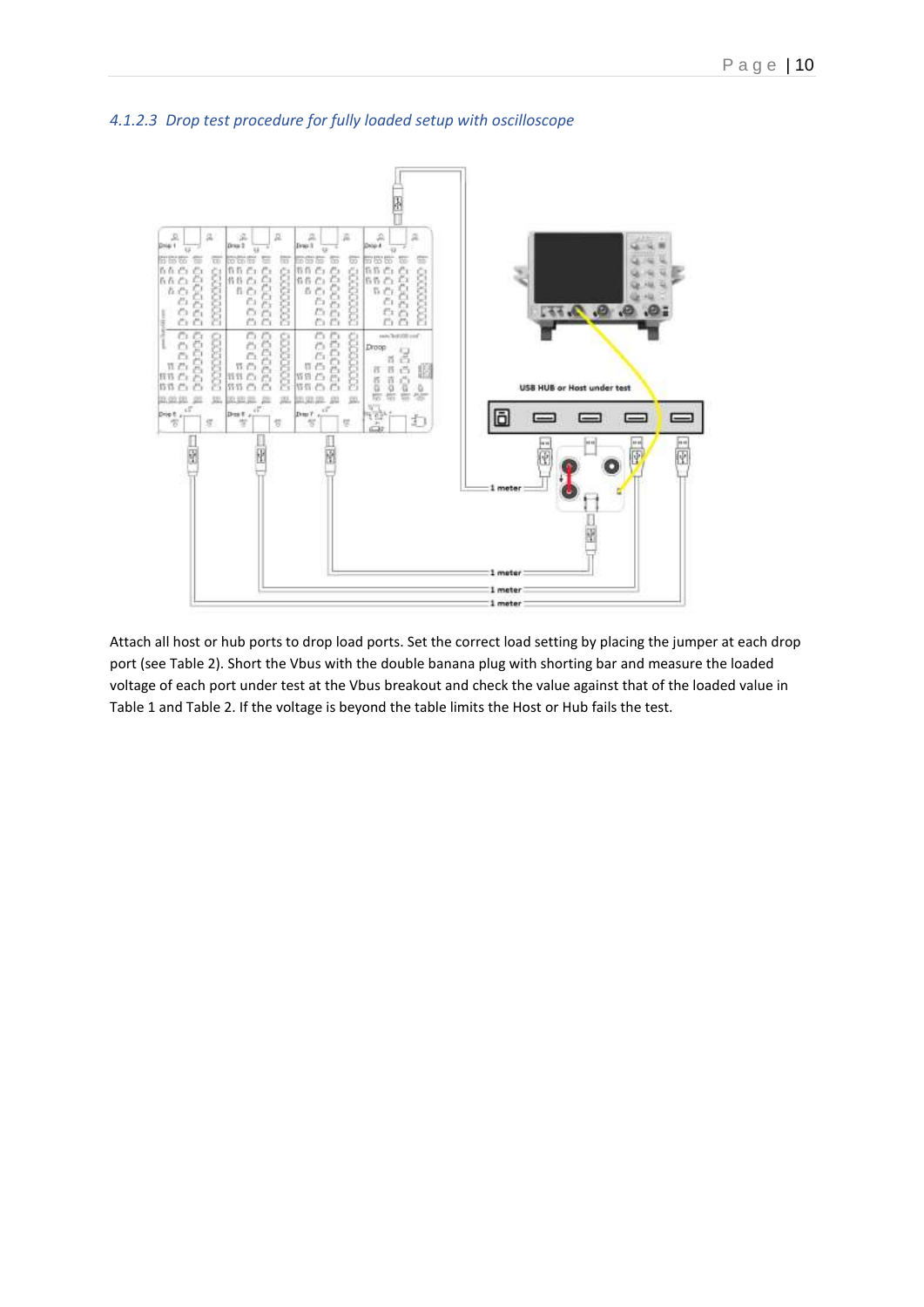### 4.1.2.3 Drop test procedure for fully loaded setup with oscilloscope

Attach all host or hub ports to drop load ports. Set the correct load setting by placing the jumper at each drop port (see Table 2). Short the Vbus with the double banana plug with shorting bar and measure the loaded voltage of each port under test at the Vbus breakout and check the value against that of the loaded value in Table 1 and Table 2. If the voltage is beyond the table limits the Host or Hub fails the test.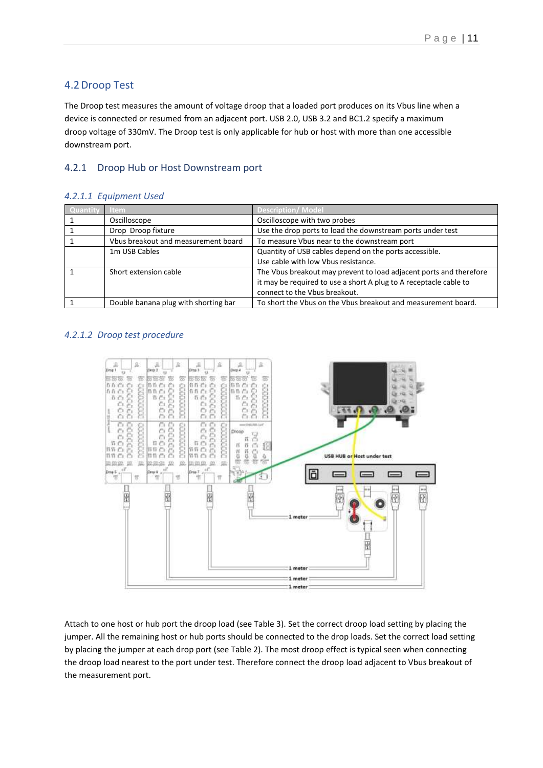## 4.2 Droop Test

The Droop test measures the amount of voltage droop that a loaded port produces on its Vbus line when a device is connected or resumed from an adjacent port. USB 2.0, USB 3.2 and BC1.2 specify a maximum droop voltage of 330mV. The Droop test is only applicable for hub or host with more than one accessible downstream port.

### 4.2.1 Droop Hub or Host Downstream port

#### *4.2.1.1 Equipment Used*

| Quantity | Item | Description/ Model |
|---|---|---|
| 1 | Oscilloscope | Oscilloscope with two probes |
| 1 | Drop Droop fixture | Use the drop ports to load the downstream ports under test |
| 1 | Vbus breakout and measurement board | To measure Vbus near to the downstream port |
| | 1m USB Cables | Quantity of USB cables depend on the ports accessible. Use cable with low Vbus resistance. |
| 1 | Short extension cable | The Vbus breakout may prevent to load adjacent ports and therefore it may be required to use a short A plug to A receptacle cable to connect to the Vbus breakout. |
| 1 | Double banana plug with shorting bar | To short the Vbus on the Vbus breakout and measurement board. |

#### *4.2.1.2 Droop test procedure*

Attach to one host or hub port the droop load (see Table 3). Set the correct droop load setting by placing the jumper. All the remaining host or hub ports should be connected to the drop loads. Set the correct load setting by placing the jumper at each drop port (see Table 2). The most droop effect is typical seen when connecting the droop load nearest to the port under test. Therefore connect the droop load adjacent to Vbus breakout of the measurement port.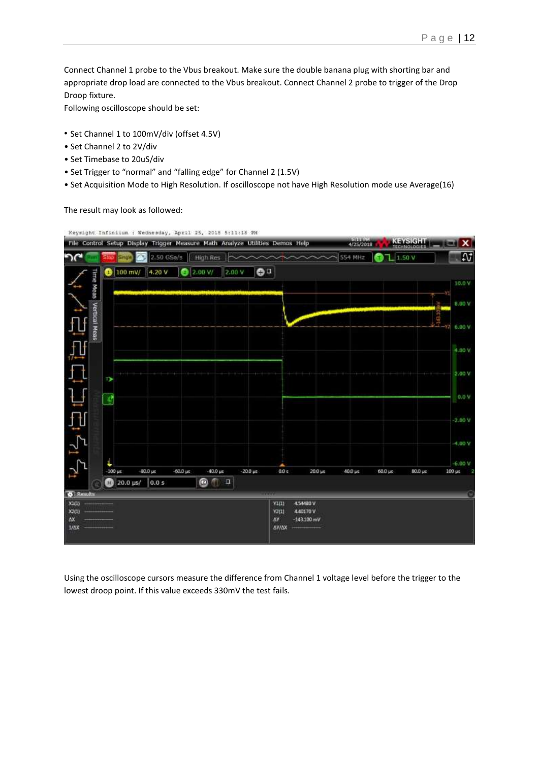Connect Channel 1 probe to the Vbus breakout. Make sure the double banana plug with shorting bar and appropriate drop load are connected to the Vbus breakout. Connect Channel 2 probe to trigger of the Drop Droop fixture.

Following oscilloscope should be set:

- Set Channel 1 to 100mV/div (offset 4.5V)
- Set Channel 2 to 2V/div
- Set Timebase to 20uS/div
- Set Trigger to "normal" and "falling edge" for Channel 2 (1.5V)
- Set Acquisition Mode to High Resolution. If oscilloscope not have High Resolution mode use Average(16)

The result may look as followed:

Keysight Infiniium : Wednesday, April 25, 2018 5:11:18 PM

File Control Setup Display Trigger Measure Math Analyze Utilities Demos Help

2.50 GSa/s
High Res
554 MHz
1.50 V
100 mV/
4.20 V
2.00 V/
2.00 V

10.0 V
8.00 V
6.00 V
4.00 V
2.00 V
0.0 V
-2.00 V
-4.00 V
-6.00 V

-100 µs
-80.0 µs
-60.0 µs
-40.0 µs
-20.0 µs
0.0 s
20.0 µs
40.0 µs
60.0 µs
80.0 µs
100 µs

20.0 µs/
0.0 s

Results

X1(1)
X2(1)
ΔX
1/ΔX

Y1(1) 4.54480 V
Y2(1) 4.40170 V
ΔY -143.100 mV
ΔY/ΔX

Using the oscilloscope cursors measure the difference from Channel 1 voltage level before the trigger to the lowest droop point. If this value exceeds 330mV the test fails.